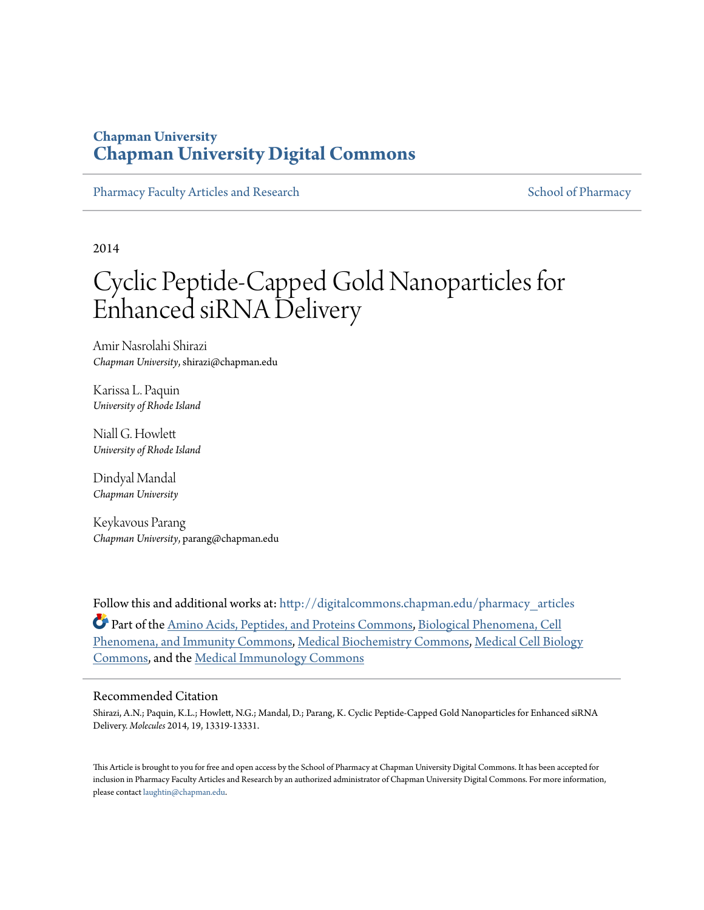Chapman University
# Chapman University Digital Commons

Pharmacy Faculty Articles and Research | School of Pharmacy

2014

# Cyclic Peptide-Capped Gold Nanoparticles for Enhanced siRNA Delivery

Amir Nasrolahi Shirazi
*Chapman University*, shirazi@chapman.edu

Karissa L. Paquin
*University of Rhode Island*

Niall G. Howlett
*University of Rhode Island*

Dindyal Mandal
*Chapman University*

Keykavous Parang
*Chapman University*, parang@chapman.edu

Follow this and additional works at: http://digitalcommons.chapman.edu/pharmacy_articles

Part of the Amino Acids, Peptides, and Proteins Commons, Biological Phenomena, Cell Phenomena, and Immunity Commons, Medical Biochemistry Commons, Medical Cell Biology Commons, and the Medical Immunology Commons

## Recommended Citation

Shirazi, A.N.; Paquin, K.L.; Howlett, N.G.; Mandal, D.; Parang, K. Cyclic Peptide-Capped Gold Nanoparticles for Enhanced siRNA Delivery. *Molecules* 2014, 19, 13319-13331.

This Article is brought to you for free and open access by the School of Pharmacy at Chapman University Digital Commons. It has been accepted for inclusion in Pharmacy Faculty Articles and Research by an authorized administrator of Chapman University Digital Commons. For more information, please contact laughtin@chapman.edu.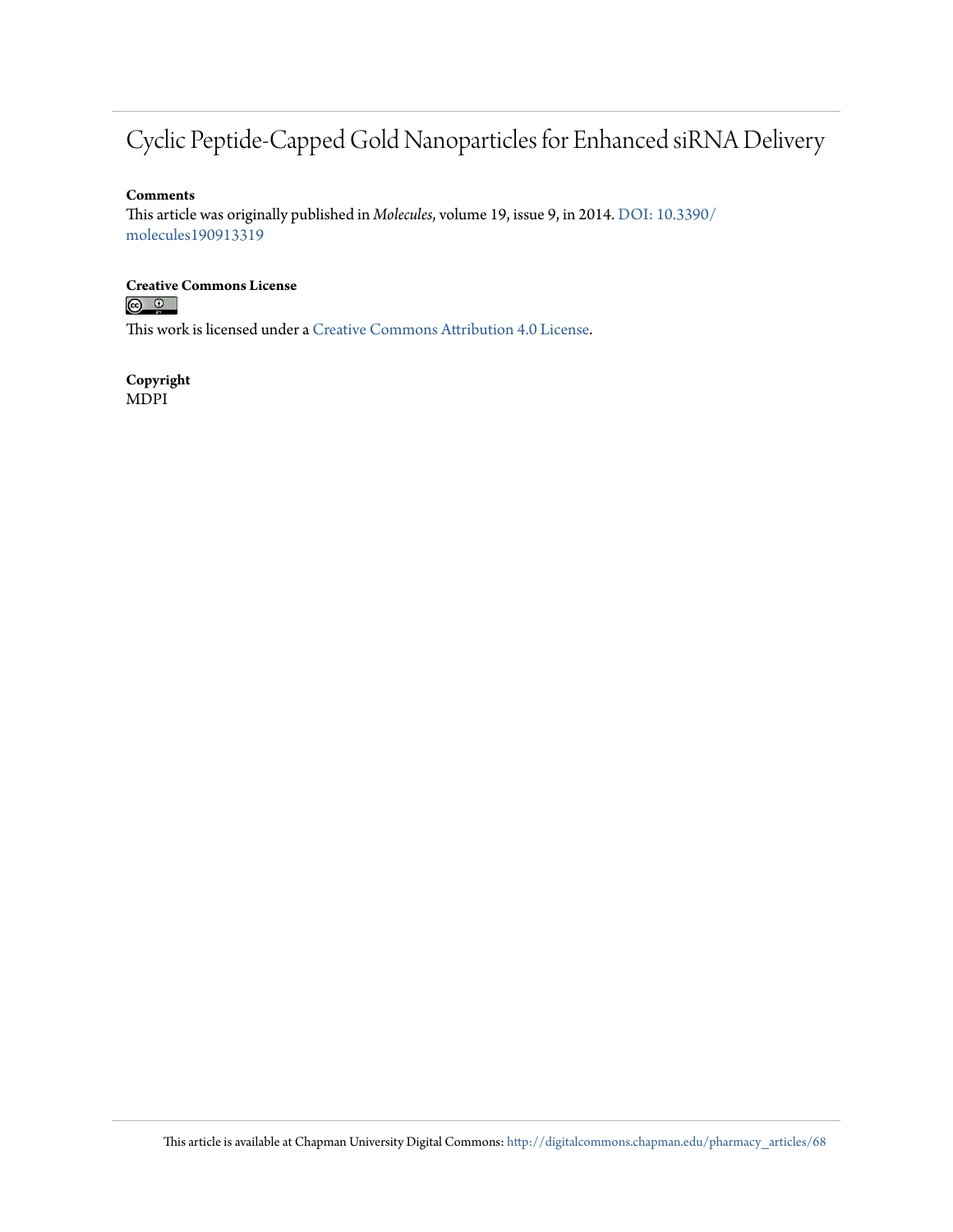# Cyclic Peptide-Capped Gold Nanoparticles for Enhanced siRNA Delivery

**Comments**

This article was originally published in *Molecules*, volume 19, issue 9, in 2014. DOI: 10.3390/molecules190913319

**Creative Commons License**

This work is licensed under a Creative Commons Attribution 4.0 License.

**Copyright**

MDPI

This article is available at Chapman University Digital Commons: http://digitalcommons.chapman.edu/pharmacy_articles/68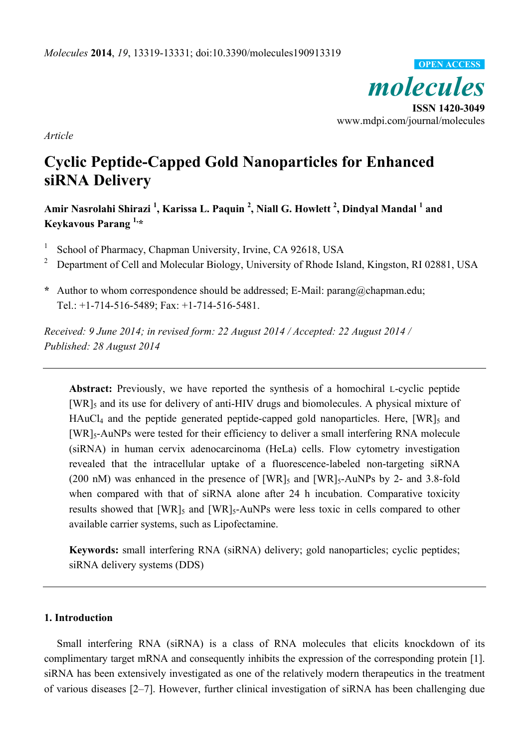Article

# Cyclic Peptide-Capped Gold Nanoparticles for Enhanced siRNA Delivery

**Amir Nasrolahi Shirazi [1], Karissa L. Paquin [2], Niall G. Howlett [2], Dindyal Mandal [1] and Keykavous Parang [1,*]**

[1] School of Pharmacy, Chapman University, Irvine, CA 92618, USA

[2] Department of Cell and Molecular Biology, University of Rhode Island, Kingston, RI 02881, USA

**\*** Author to whom correspondence should be addressed; E-Mail: parang@chapman.edu; Tel.: +1-714-516-5489; Fax: +1-714-516-5481.

*Received: 9 June 2014; in revised form: 22 August 2014 / Accepted: 22 August 2014 / Published: 28 August 2014*

---

**Abstract:** Previously, we have reported the synthesis of a homochiral L-cyclic peptide $[WR]_5$ and its use for delivery of anti-HIV drugs and biomolecules. A physical mixture of $HAuCl_4$ and the peptide generated peptide-capped gold nanoparticles. Here, $[WR]_5$ and $[WR]_5$-AuNPs were tested for their efficiency to deliver a small interfering RNA molecule (siRNA) in human cervix adenocarcinoma (HeLa) cells. Flow cytometry investigation revealed that the intracellular uptake of a fluorescence-labeled non-targeting siRNA (200 nM) was enhanced in the presence of $[WR]_5$ and $[WR]_5$-AuNPs by 2- and 3.8-fold when compared with that of siRNA alone after 24 h incubation. Comparative toxicity results showed that $[WR]_5$ and $[WR]_5$-AuNPs were less toxic in cells compared to other available carrier systems, such as Lipofectamine.

**Keywords:** small interfering RNA (siRNA) delivery; gold nanoparticles; cyclic peptides; siRNA delivery systems (DDS)

---

## 1. Introduction

Small interfering RNA (siRNA) is a class of RNA molecules that elicits knockdown of its complimentary target mRNA and consequently inhibits the expression of the corresponding protein [1]. siRNA has been extensively investigated as one of the relatively modern therapeutics in the treatment of various diseases [2–7]. However, further clinical investigation of siRNA has been challenging due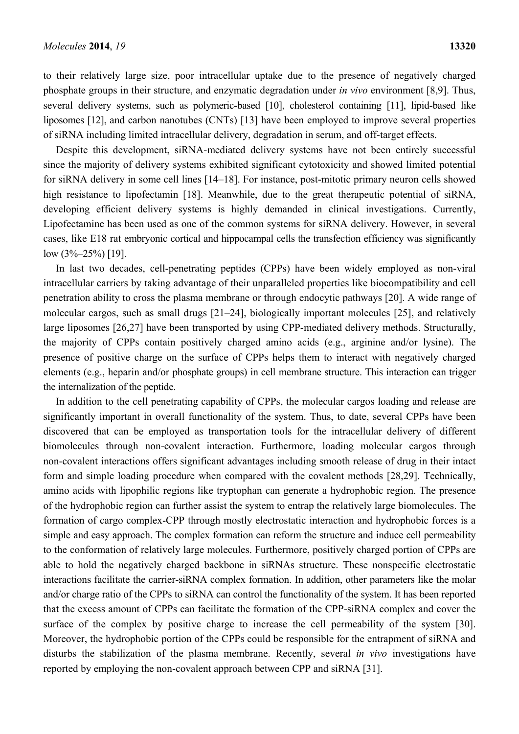to their relatively large size, poor intracellular uptake due to the presence of negatively charged phosphate groups in their structure, and enzymatic degradation under *in vivo* environment [8,9]. Thus, several delivery systems, such as polymeric-based [10], cholesterol containing [11], lipid-based like liposomes [12], and carbon nanotubes (CNTs) [13] have been employed to improve several properties of siRNA including limited intracellular delivery, degradation in serum, and off-target effects.

Despite this development, siRNA-mediated delivery systems have not been entirely successful since the majority of delivery systems exhibited significant cytotoxicity and showed limited potential for siRNA delivery in some cell lines [14–18]. For instance, post-mitotic primary neuron cells showed high resistance to lipofectamin [18]. Meanwhile, due to the great therapeutic potential of siRNA, developing efficient delivery systems is highly demanded in clinical investigations. Currently, Lipofectamine has been used as one of the common systems for siRNA delivery. However, in several cases, like E18 rat embryonic cortical and hippocampal cells the transfection efficiency was significantly low (3%–25%) [19].

In last two decades, cell-penetrating peptides (CPPs) have been widely employed as non-viral intracellular carriers by taking advantage of their unparalleled properties like biocompatibility and cell penetration ability to cross the plasma membrane or through endocytic pathways [20]. A wide range of molecular cargos, such as small drugs [21–24], biologically important molecules [25], and relatively large liposomes [26,27] have been transported by using CPP-mediated delivery methods. Structurally, the majority of CPPs contain positively charged amino acids (e.g., arginine and/or lysine). The presence of positive charge on the surface of CPPs helps them to interact with negatively charged elements (e.g., heparin and/or phosphate groups) in cell membrane structure. This interaction can trigger the internalization of the peptide.

In addition to the cell penetrating capability of CPPs, the molecular cargos loading and release are significantly important in overall functionality of the system. Thus, to date, several CPPs have been discovered that can be employed as transportation tools for the intracellular delivery of different biomolecules through non-covalent interaction. Furthermore, loading molecular cargos through non-covalent interactions offers significant advantages including smooth release of drug in their intact form and simple loading procedure when compared with the covalent methods [28,29]. Technically, amino acids with lipophilic regions like tryptophan can generate a hydrophobic region. The presence of the hydrophobic region can further assist the system to entrap the relatively large biomolecules. The formation of cargo complex-CPP through mostly electrostatic interaction and hydrophobic forces is a simple and easy approach. The complex formation can reform the structure and induce cell permeability to the conformation of relatively large molecules. Furthermore, positively charged portion of CPPs are able to hold the negatively charged backbone in siRNAs structure. These nonspecific electrostatic interactions facilitate the carrier-siRNA complex formation. In addition, other parameters like the molar and/or charge ratio of the CPPs to siRNA can control the functionality of the system. It has been reported that the excess amount of CPPs can facilitate the formation of the CPP-siRNA complex and cover the surface of the complex by positive charge to increase the cell permeability of the system [30]. Moreover, the hydrophobic portion of the CPPs could be responsible for the entrapment of siRNA and disturbs the stabilization of the plasma membrane. Recently, several *in vivo* investigations have reported by employing the non-covalent approach between CPP and siRNA [31].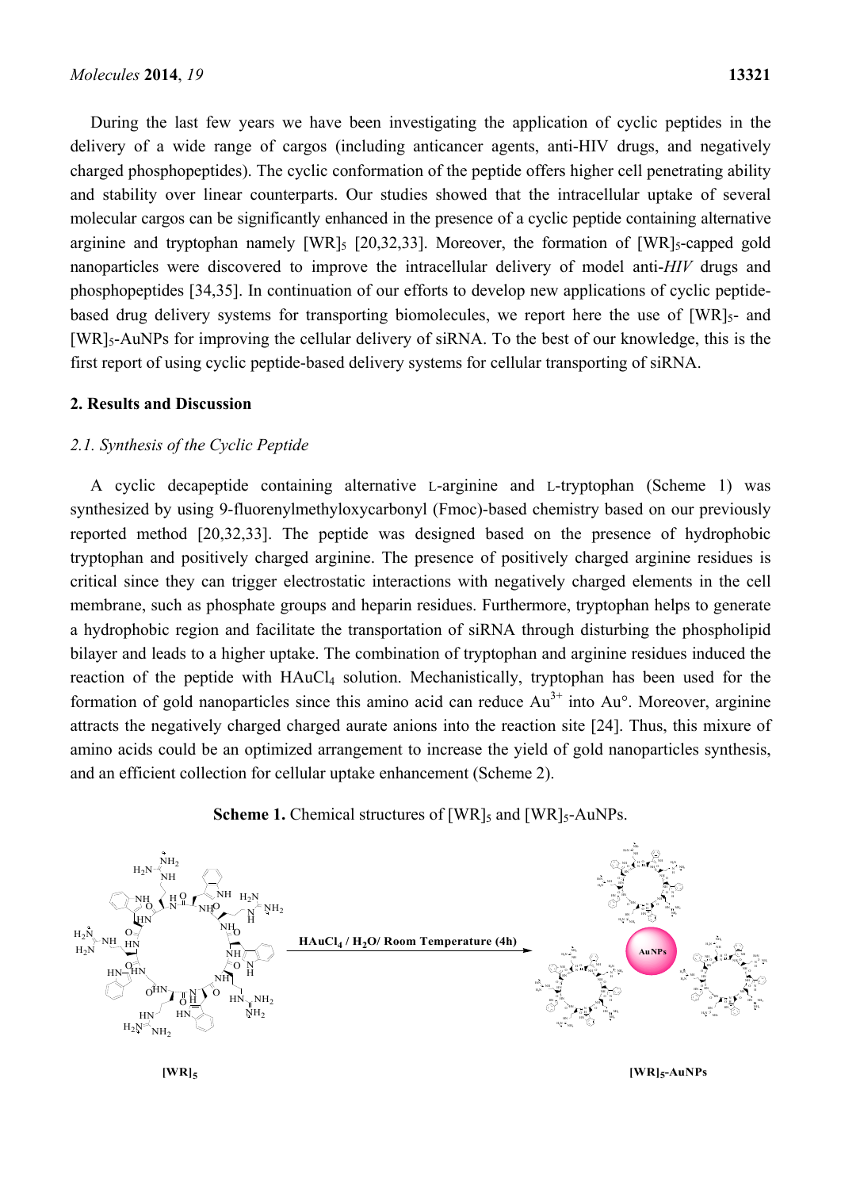During the last few years we have been investigating the application of cyclic peptides in the delivery of a wide range of cargos (including anticancer agents, anti-HIV drugs, and negatively charged phosphopeptides). The cyclic conformation of the peptide offers higher cell penetrating ability and stability over linear counterparts. Our studies showed that the intracellular uptake of several molecular cargos can be significantly enhanced in the presence of a cyclic peptide containing alternative arginine and tryptophan namely $[WR]_5$ [20,32,33]. Moreover, the formation of $[WR]_5$-capped gold nanoparticles were discovered to improve the intracellular delivery of model anti-*HIV* drugs and phosphopeptides [34,35]. In continuation of our efforts to develop new applications of cyclic peptide-based drug delivery systems for transporting biomolecules, we report here the use of $[WR]_5$- and $[WR]_5$-AuNPs for improving the cellular delivery of siRNA. To the best of our knowledge, this is the first report of using cyclic peptide-based delivery systems for cellular transporting of siRNA.

## 2. Results and Discussion

### *2.1. Synthesis of the Cyclic Peptide*

A cyclic decapeptide containing alternative L-arginine and L-tryptophan (Scheme 1) was synthesized by using 9-fluorenylmethyloxycarbonyl (Fmoc)-based chemistry based on our previously reported method [20,32,33]. The peptide was designed based on the presence of hydrophobic tryptophan and positively charged arginine. The presence of positively charged arginine residues is critical since they can trigger electrostatic interactions with negatively charged elements in the cell membrane, such as phosphate groups and heparin residues. Furthermore, tryptophan helps to generate a hydrophobic region and facilitate the transportation of siRNA through disturbing the phospholipid bilayer and leads to a higher uptake. The combination of tryptophan and arginine residues induced the reaction of the peptide with $HAuCl_4$ solution. Mechanistically, tryptophan has been used for the formation of gold nanoparticles since this amino acid can reduce $Au^{3+}$ into Au°. Moreover, arginine attracts the negatively charged charged aurate anions into the reaction site [24]. Thus, this mixure of amino acids could be an optimized arrangement to increase the yield of gold nanoparticles synthesis, and an efficient collection for cellular uptake enhancement (Scheme 2).

**Scheme 1.** Chemical structures of $[WR]_5$ and $[WR]_5$-AuNPs.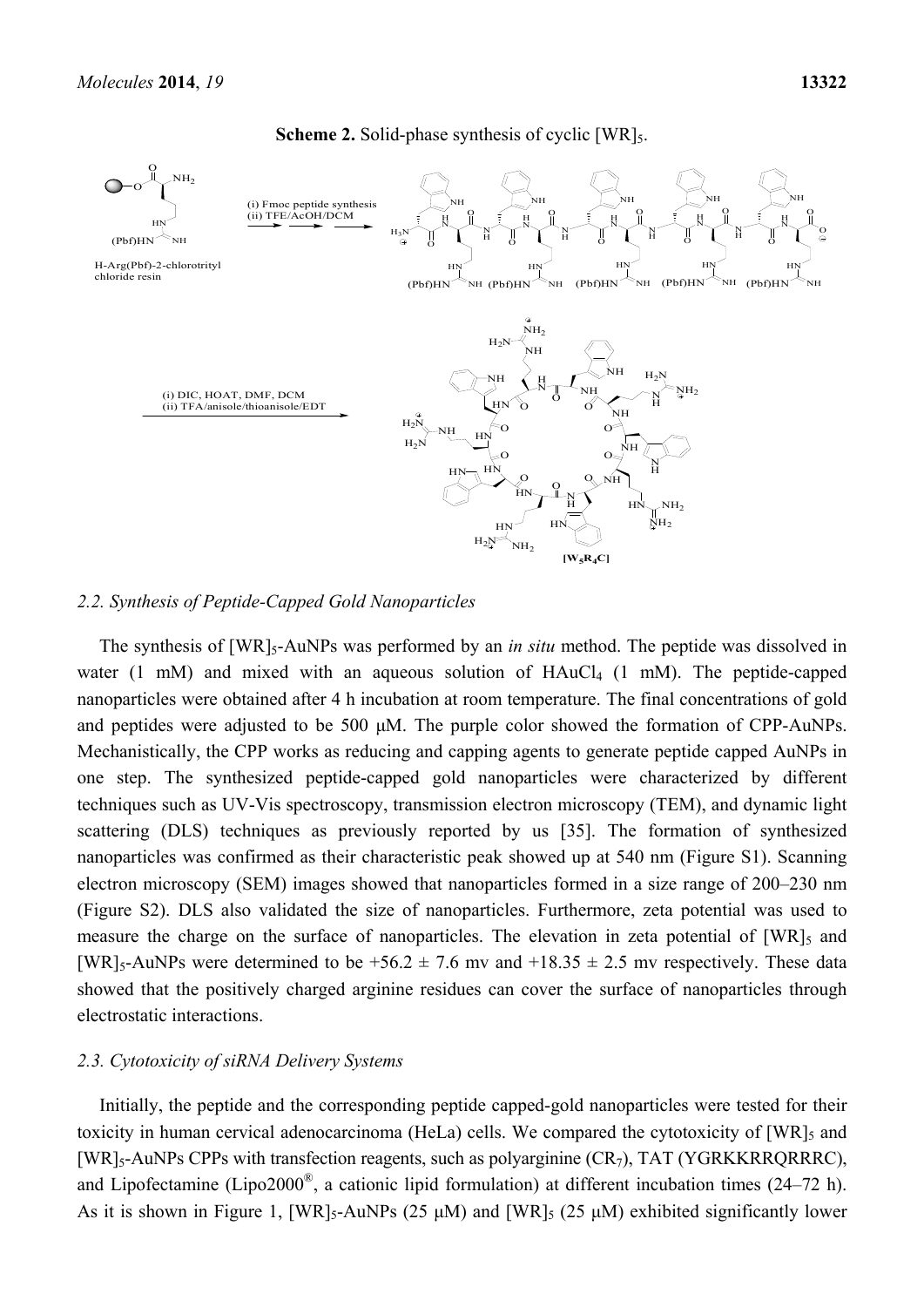**Scheme 2.** Solid-phase synthesis of cyclic $[WR]_5$.

H-Arg(Pbf)-2-chlorotrityl chloride resin

(i) Fmoc peptide synthesis
(ii) TFE/AcOH/DCM

(i) DIC, HOAT, DMF, DCM
(ii) TFA/anisole/thioanisole/EDT

$[W_5R_4C]$

### 2.2. Synthesis of Peptide-Capped Gold Nanoparticles

The synthesis of $[WR]_5$-AuNPs was performed by an *in situ* method. The peptide was dissolved in water (1 mM) and mixed with an aqueous solution of $HAuCl_4$ (1 mM). The peptide-capped nanoparticles were obtained after 4 h incubation at room temperature. The final concentrations of gold and peptides were adjusted to be 500 μM. The purple color showed the formation of CPP-AuNPs. Mechanistically, the CPP works as reducing and capping agents to generate peptide capped AuNPs in one step. The synthesized peptide-capped gold nanoparticles were characterized by different techniques such as UV-Vis spectroscopy, transmission electron microscopy (TEM), and dynamic light scattering (DLS) techniques as previously reported by us [35]. The formation of synthesized nanoparticles was confirmed as their characteristic peak showed up at 540 nm (Figure S1). Scanning electron microscopy (SEM) images showed that nanoparticles formed in a size range of 200–230 nm (Figure S2). DLS also validated the size of nanoparticles. Furthermore, zeta potential was used to measure the charge on the surface of nanoparticles. The elevation in zeta potential of $[WR]_5$ and $[WR]_5$-AuNPs were determined to be $+56.2 \pm 7.6$ mv and $+18.35 \pm 2.5$ mv respectively. These data showed that the positively charged arginine residues can cover the surface of nanoparticles through electrostatic interactions.

### 2.3. Cytotoxicity of siRNA Delivery Systems

Initially, the peptide and the corresponding peptide capped-gold nanoparticles were tested for their toxicity in human cervical adenocarcinoma (HeLa) cells. We compared the cytotoxicity of $[WR]_5$ and $[WR]_5$-AuNPs CPPs with transfection reagents, such as polyarginine ($CR_7$), TAT (YGRKKRRQRRRC), and Lipofectamine (Lipo2000®, a cationic lipid formulation) at different incubation times (24–72 h). As it is shown in Figure 1, $[WR]_5$-AuNPs (25 μM) and $[WR]_5$ (25 μM) exhibited significantly lower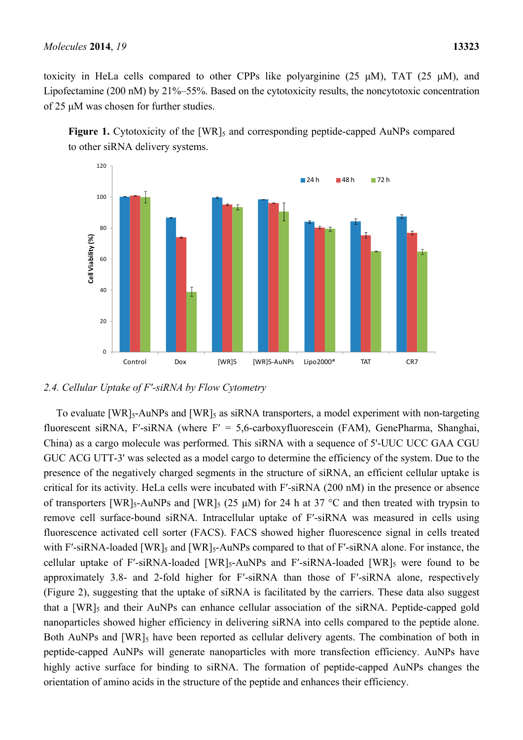toxicity in HeLa cells compared to other CPPs like polyarginine (25 μM), TAT (25 μM), and Lipofectamine (200 nM) by 21%–55%. Based on the cytotoxicity results, the noncytotoxic concentration of 25 μM was chosen for further studies.

**Figure 1.** Cytotoxicity of the $[WR]_5$ and corresponding peptide-capped AuNPs compared to other siRNA delivery systems.

### *2.4. Cellular Uptake of F′-siRNA by Flow Cytometry*

To evaluate $[WR]_5$-AuNPs and $[WR]_5$ as siRNA transporters, a model experiment with non-targeting fluorescent siRNA, F′-siRNA (where F′ = 5,6-carboxyfluorescein (FAM), GenePharma, Shanghai, China) as a cargo molecule was performed. This siRNA with a sequence of 5'-UUC UCC GAA CGU GUC ACG UTT-3' was selected as a model cargo to determine the efficiency of the system. Due to the presence of the negatively charged segments in the structure of siRNA, an efficient cellular uptake is critical for its activity. HeLa cells were incubated with F′-siRNA (200 nM) in the presence or absence of transporters $[WR]_5$-AuNPs and $[WR]_5$ (25 μM) for 24 h at 37 °C and then treated with trypsin to remove cell surface-bound siRNA. Intracellular uptake of F′-siRNA was measured in cells using fluorescence activated cell sorter (FACS). FACS showed higher fluorescence signal in cells treated with F′-siRNA-loaded $[WR]_5$ and $[WR]_5$-AuNPs compared to that of F′-siRNA alone. For instance, the cellular uptake of F′-siRNA-loaded $[WR]_5$-AuNPs and F′-siRNA-loaded $[WR]_5$ were found to be approximately 3.8- and 2-fold higher for F′-siRNA than those of F′-siRNA alone, respectively (Figure 2), suggesting that the uptake of siRNA is facilitated by the carriers. These data also suggest that a $[WR]_5$ and their AuNPs can enhance cellular association of the siRNA. Peptide-capped gold nanoparticles showed higher efficiency in delivering siRNA into cells compared to the peptide alone. Both AuNPs and $[WR]_5$ have been reported as cellular delivery agents. The combination of both in peptide-capped AuNPs will generate nanoparticles with more transfection efficiency. AuNPs have highly active surface for binding to siRNA. The formation of peptide-capped AuNPs changes the orientation of amino acids in the structure of the peptide and enhances their efficiency.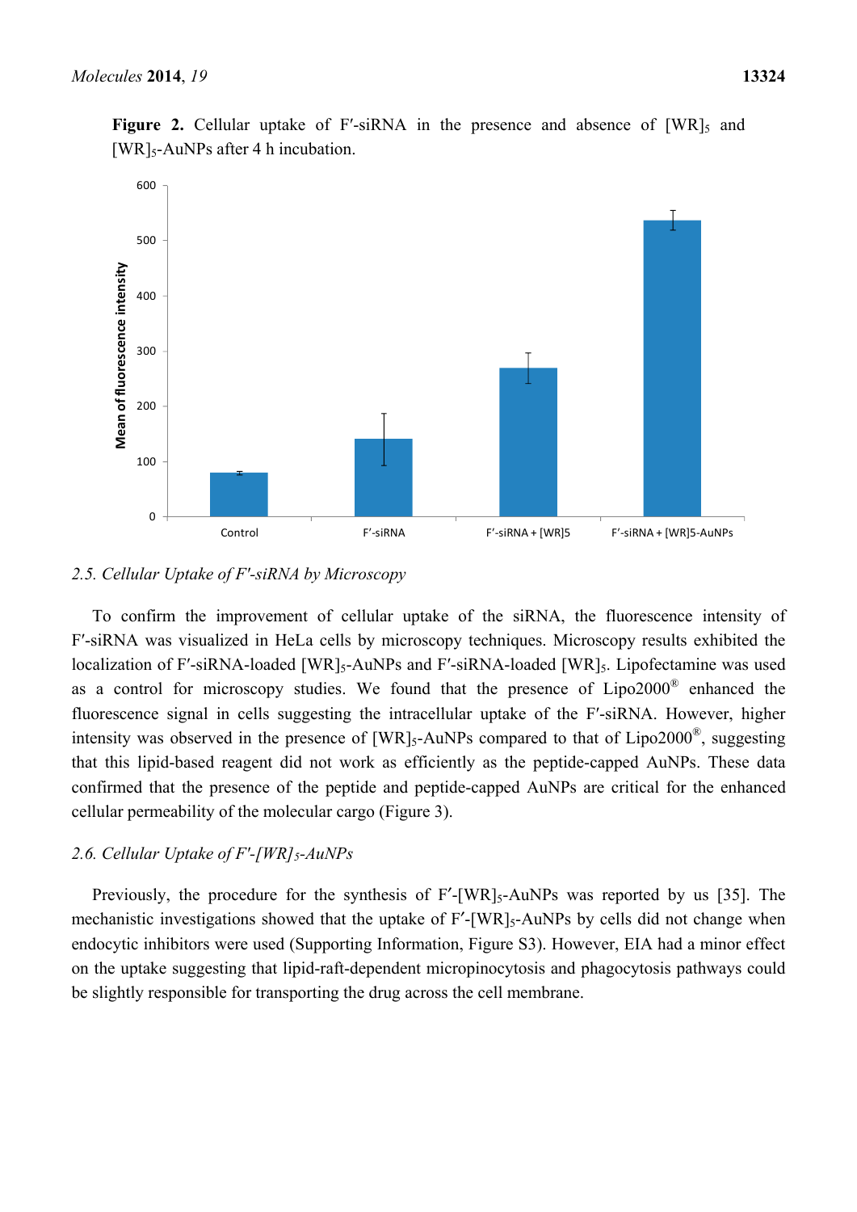**Figure 2.** Cellular uptake of F′-siRNA in the presence and absence of $[WR]_5$ and $[WR]_5$-AuNPs after 4 h incubation.

### *2.5. Cellular Uptake of F′-siRNA by Microscopy*

To confirm the improvement of cellular uptake of the siRNA, the fluorescence intensity of F′-siRNA was visualized in HeLa cells by microscopy techniques. Microscopy results exhibited the localization of F′-siRNA-loaded $[WR]_5$-AuNPs and F′-siRNA-loaded $[WR]_5$. Lipofectamine was used as a control for microscopy studies. We found that the presence of Lipo2000® enhanced the fluorescence signal in cells suggesting the intracellular uptake of the F′-siRNA. However, higher intensity was observed in the presence of $[WR]_5$-AuNPs compared to that of Lipo2000®, suggesting that this lipid-based reagent did not work as efficiently as the peptide-capped AuNPs. These data confirmed that the presence of the peptide and peptide-capped AuNPs are critical for the enhanced cellular permeability of the molecular cargo (Figure 3).

### *2.6. Cellular Uptake of F′-[WR]5-AuNPs*

Previously, the procedure for the synthesis of F′-$[WR]_5$-AuNPs was reported by us [35]. The mechanistic investigations showed that the uptake of F′-$[WR]_5$-AuNPs by cells did not change when endocytic inhibitors were used (Supporting Information, Figure S3). However, EIA had a minor effect on the uptake suggesting that lipid-raft-dependent micropinocytosis and phagocytosis pathways could be slightly responsible for transporting the drug across the cell membrane.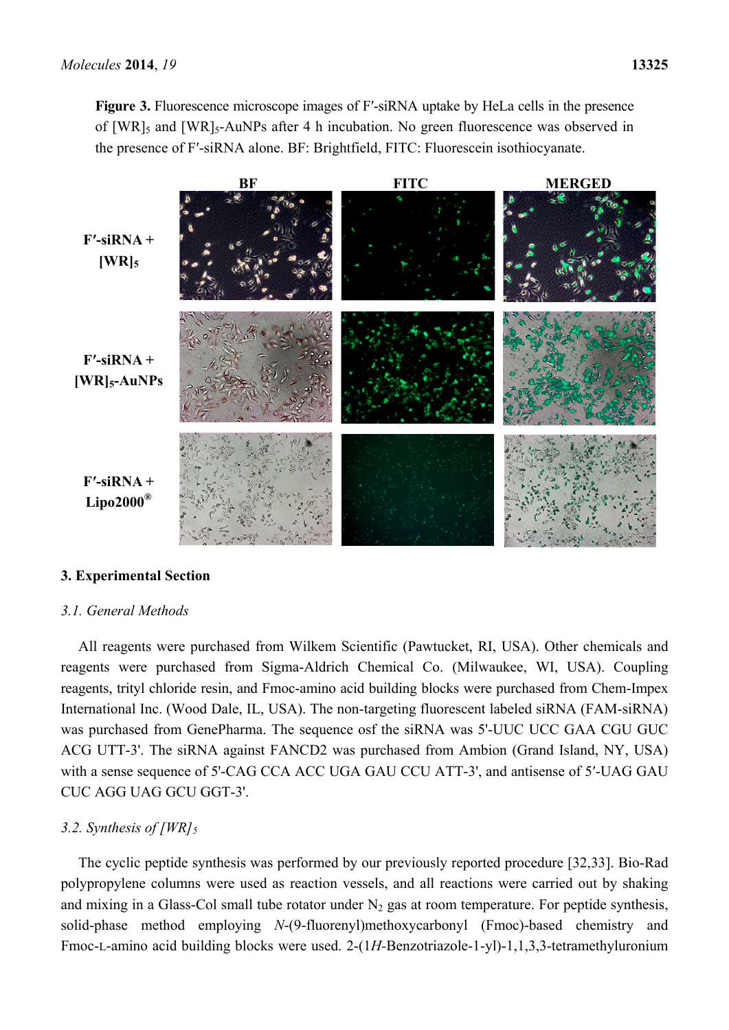**Figure 3.** Fluorescence microscope images of F′-siRNA uptake by HeLa cells in the presence of $[WR]_5$ and $[WR]_5$-AuNPs after 4 h incubation. No green fluorescence was observed in the presence of F′-siRNA alone. BF: Brightfield, FITC: Fluorescein isothiocyanate.

## 3. Experimental Section

### 3.1. General Methods

All reagents were purchased from Wilkem Scientific (Pawtucket, RI, USA). Other chemicals and reagents were purchased from Sigma-Aldrich Chemical Co. (Milwaukee, WI, USA). Coupling reagents, trityl chloride resin, and Fmoc-amino acid building blocks were purchased from Chem-Impex International Inc. (Wood Dale, IL, USA). The non-targeting fluorescent labeled siRNA (FAM-siRNA) was purchased from GenePharma. The sequence osf the siRNA was 5'-UUC UCC GAA CGU GUC ACG UTT-3'. The siRNA against FANCD2 was purchased from Ambion (Grand Island, NY, USA) with a sense sequence of 5'-CAG CCA ACC UGA GAU CCU ATT-3', and antisense of 5′-UAG GAU CUC AGG UAG GCU GGT-3'.

### 3.2. Synthesis of $[WR]_5$

The cyclic peptide synthesis was performed by our previously reported procedure [32,33]. Bio-Rad polypropylene columns were used as reaction vessels, and all reactions were carried out by shaking and mixing in a Glass-Col small tube rotator under $N_2$ gas at room temperature. For peptide synthesis, solid-phase method employing *N*-(9-fluorenyl)methoxycarbonyl (Fmoc)-based chemistry and Fmoc-L-amino acid building blocks were used. 2-(1*H*-Benzotriazole-1-yl)-1,1,3,3-tetramethyluronium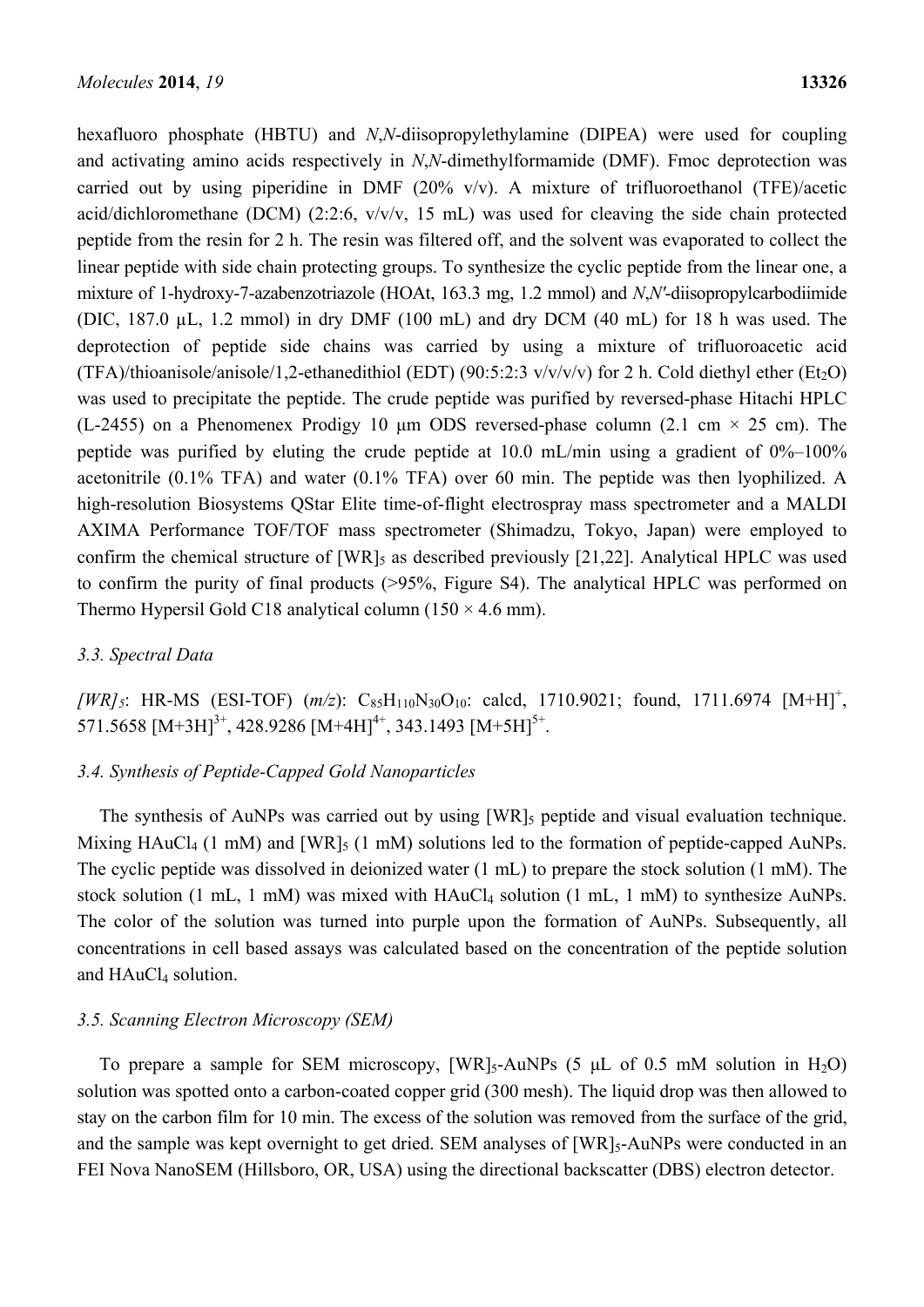hexafluoro phosphate (HBTU) and *N*,*N*-diisopropylethylamine (DIPEA) were used for coupling and activating amino acids respectively in *N*,*N*-dimethylformamide (DMF). Fmoc deprotection was carried out by using piperidine in DMF (20% v/v). A mixture of trifluoroethanol (TFE)/acetic acid/dichloromethane (DCM) (2:2:6, v/v/v, 15 mL) was used for cleaving the side chain protected peptide from the resin for 2 h. The resin was filtered off, and the solvent was evaporated to collect the linear peptide with side chain protecting groups. To synthesize the cyclic peptide from the linear one, a mixture of 1-hydroxy-7-azabenzotriazole (HOAt, 163.3 mg, 1.2 mmol) and *N*,*N'*-diisopropylcarbodiimide (DIC, 187.0 μL, 1.2 mmol) in dry DMF (100 mL) and dry DCM (40 mL) for 18 h was used. The deprotection of peptide side chains was carried by using a mixture of trifluoroacetic acid (TFA)/thioanisole/anisole/1,2-ethanedithiol (EDT) (90:5:2:3 v/v/v/v) for 2 h. Cold diethyl ether ($Et_2O$) was used to precipitate the peptide. The crude peptide was purified by reversed-phase Hitachi HPLC (L-2455) on a Phenomenex Prodigy 10 μm ODS reversed-phase column (2.1 cm × 25 cm). The peptide was purified by eluting the crude peptide at 10.0 mL/min using a gradient of 0%–100% acetonitrile (0.1% TFA) and water (0.1% TFA) over 60 min. The peptide was then lyophilized. A high-resolution Biosystems QStar Elite time-of-flight electrospray mass spectrometer and a MALDI AXIMA Performance TOF/TOF mass spectrometer (Shimadzu, Tokyo, Japan) were employed to confirm the chemical structure of $[WR]_5$ as described previously [21,22]. Analytical HPLC was used to confirm the purity of final products (>95%, Figure S4). The analytical HPLC was performed on Thermo Hypersil Gold C18 analytical column (150 × 4.6 mm).

### 3.3. Spectral Data

*$[WR]_5$*: HR-MS (ESI-TOF) (*m/z*): $C_{85}H_{110}N_{30}O_{10}$: calcd, 1710.9021; found, 1711.6974 $[M+H]^+$, 571.5658 $[M+3H]^{3+}$, 428.9286 $[M+4H]^{4+}$, 343.1493 $[M+5H]^{5+}$.

### 3.4. Synthesis of Peptide-Capped Gold Nanoparticles

The synthesis of AuNPs was carried out by using $[WR]_5$ peptide and visual evaluation technique. Mixing $HAuCl_4$ (1 mM) and $[WR]_5$ (1 mM) solutions led to the formation of peptide-capped AuNPs. The cyclic peptide was dissolved in deionized water (1 mL) to prepare the stock solution (1 mM). The stock solution (1 mL, 1 mM) was mixed with $HAuCl_4$ solution (1 mL, 1 mM) to synthesize AuNPs. The color of the solution was turned into purple upon the formation of AuNPs. Subsequently, all concentrations in cell based assays was calculated based on the concentration of the peptide solution and $HAuCl_4$ solution.

### 3.5. Scanning Electron Microscopy (SEM)

To prepare a sample for SEM microscopy, $[WR]_5$-AuNPs (5 μL of 0.5 mM solution in $H_2O$) solution was spotted onto a carbon-coated copper grid (300 mesh). The liquid drop was then allowed to stay on the carbon film for 10 min. The excess of the solution was removed from the surface of the grid, and the sample was kept overnight to get dried. SEM analyses of $[WR]_5$-AuNPs were conducted in an FEI Nova NanoSEM (Hillsboro, OR, USA) using the directional backscatter (DBS) electron detector.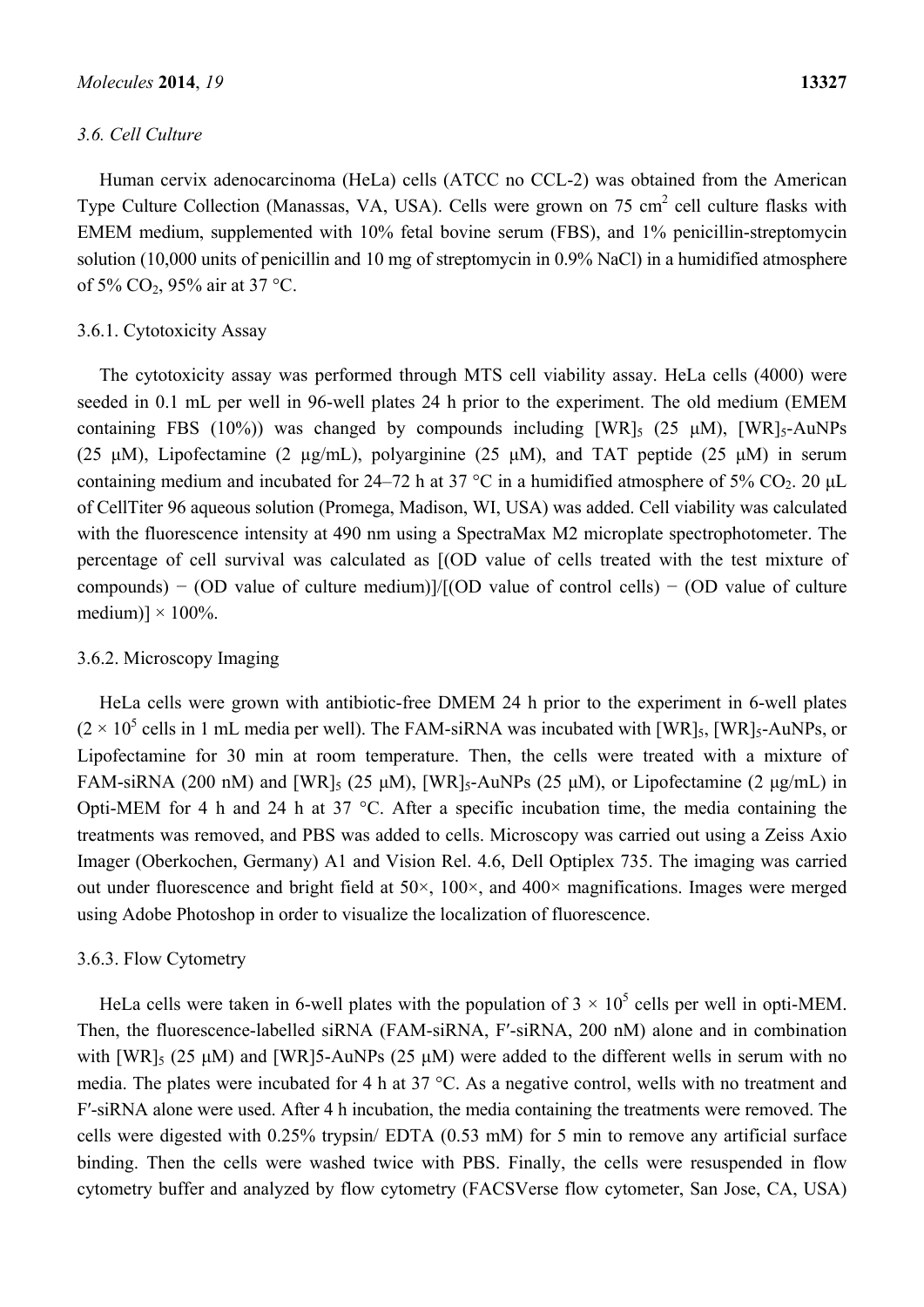### 3.6. Cell Culture

Human cervix adenocarcinoma (HeLa) cells (ATCC no CCL-2) was obtained from the American Type Culture Collection (Manassas, VA, USA). Cells were grown on 75 $cm^2$ cell culture flasks with EMEM medium, supplemented with 10% fetal bovine serum (FBS), and 1% penicillin-streptomycin solution (10,000 units of penicillin and 10 mg of streptomycin in 0.9% NaCl) in a humidified atmosphere of 5% $CO_2$, 95% air at 37 °C.

#### 3.6.1. Cytotoxicity Assay

The cytotoxicity assay was performed through MTS cell viability assay. HeLa cells (4000) were seeded in 0.1 mL per well in 96-well plates 24 h prior to the experiment. The old medium (EMEM containing FBS (10%)) was changed by compounds including $[WR]_5$ (25 μM), $[WR]_5$-AuNPs (25 μM), Lipofectamine (2 μg/mL), polyarginine (25 μM), and TAT peptide (25 μM) in serum containing medium and incubated for 24–72 h at 37 °C in a humidified atmosphere of 5% $CO_2$. 20 μL of CellTiter 96 aqueous solution (Promega, Madison, WI, USA) was added. Cell viability was calculated with the fluorescence intensity at 490 nm using a SpectraMax M2 microplate spectrophotometer. The percentage of cell survival was calculated as [(OD value of cells treated with the test mixture of compounds) − (OD value of culture medium)]/[(OD value of control cells) − (OD value of culture medium)] × 100%.

#### 3.6.2. Microscopy Imaging

HeLa cells were grown with antibiotic-free DMEM 24 h prior to the experiment in 6-well plates ($2 \times 10^5$ cells in 1 mL media per well). The FAM-siRNA was incubated with $[WR]_5$, $[WR]_5$-AuNPs, or Lipofectamine for 30 min at room temperature. Then, the cells were treated with a mixture of FAM-siRNA (200 nM) and $[WR]_5$ (25 μM), $[WR]_5$-AuNPs (25 μM), or Lipofectamine (2 μg/mL) in Opti-MEM for 4 h and 24 h at 37 °C. After a specific incubation time, the media containing the treatments was removed, and PBS was added to cells. Microscopy was carried out using a Zeiss Axio Imager (Oberkochen, Germany) A1 and Vision Rel. 4.6, Dell Optiplex 735. The imaging was carried out under fluorescence and bright field at 50×, 100×, and 400× magnifications. Images were merged using Adobe Photoshop in order to visualize the localization of fluorescence.

#### 3.6.3. Flow Cytometry

HeLa cells were taken in 6-well plates with the population of $3 \times 10^5$ cells per well in opti-MEM. Then, the fluorescence-labelled siRNA (FAM-siRNA, F′-siRNA, 200 nM) alone and in combination with $[WR]_5$ (25 μM) and [WR]5-AuNPs (25 μM) were added to the different wells in serum with no media. The plates were incubated for 4 h at 37 °C. As a negative control, wells with no treatment and F′-siRNA alone were used. After 4 h incubation, the media containing the treatments were removed. The cells were digested with 0.25% trypsin/ EDTA (0.53 mM) for 5 min to remove any artificial surface binding. Then the cells were washed twice with PBS. Finally, the cells were resuspended in flow cytometry buffer and analyzed by flow cytometry (FACSVerse flow cytometer, San Jose, CA, USA)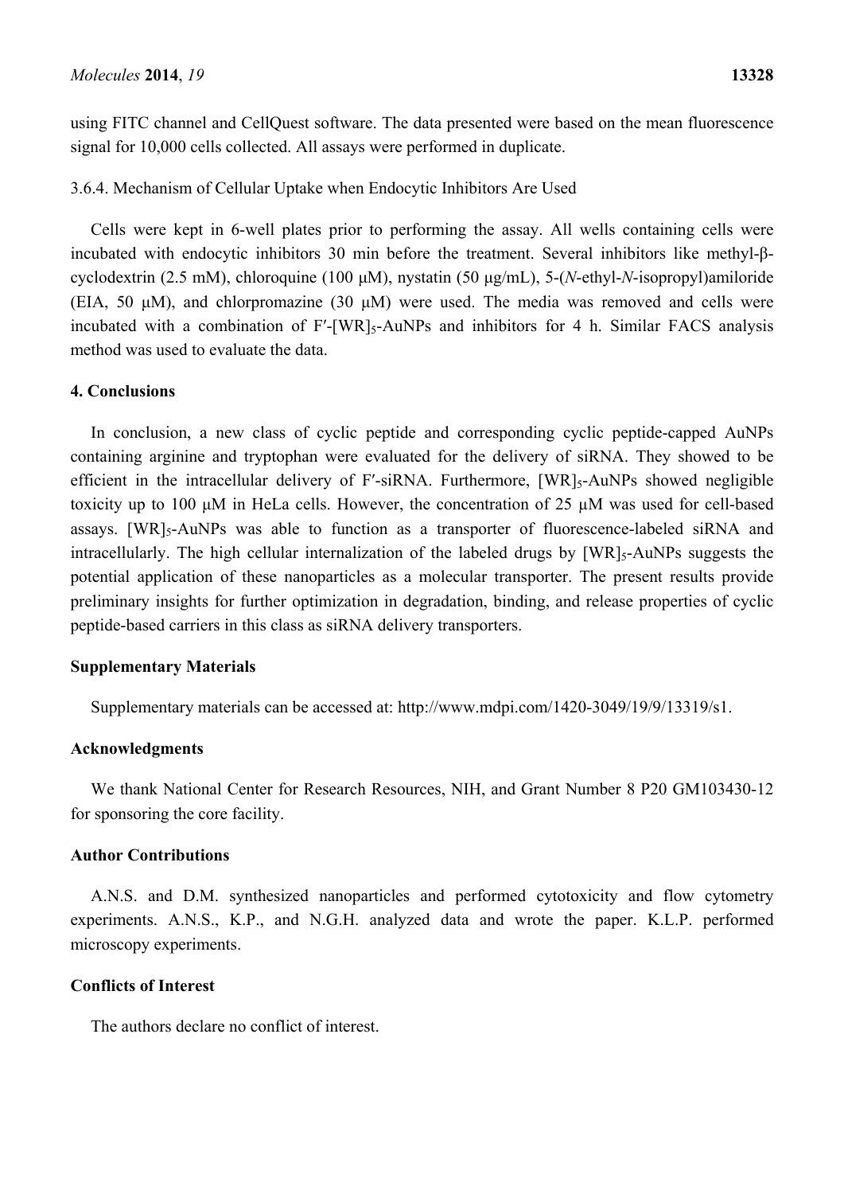using FITC channel and CellQuest software. The data presented were based on the mean fluorescence signal for 10,000 cells collected. All assays were performed in duplicate.

### 3.6.4. Mechanism of Cellular Uptake when Endocytic Inhibitors Are Used

Cells were kept in 6-well plates prior to performing the assay. All wells containing cells were incubated with endocytic inhibitors 30 min before the treatment. Several inhibitors like methyl-β-cyclodextrin (2.5 mM), chloroquine (100 μM), nystatin (50 μg/mL), 5-(*N*-ethyl-*N*-isopropyl)amiloride (EIA, 50 μM), and chlorpromazine (30 μM) were used. The media was removed and cells were incubated with a combination of F′-$[WR]_5$-AuNPs and inhibitors for 4 h. Similar FACS analysis method was used to evaluate the data.

## 4. Conclusions

In conclusion, a new class of cyclic peptide and corresponding cyclic peptide-capped AuNPs containing arginine and tryptophan were evaluated for the delivery of siRNA. They showed to be efficient in the intracellular delivery of F′-siRNA. Furthermore, $[WR]_5$-AuNPs showed negligible toxicity up to 100 μM in HeLa cells. However, the concentration of 25 μM was used for cell-based assays. $[WR]_5$-AuNPs was able to function as a transporter of fluorescence-labeled siRNA and intracellularly. The high cellular internalization of the labeled drugs by $[WR]_5$-AuNPs suggests the potential application of these nanoparticles as a molecular transporter. The present results provide preliminary insights for further optimization in degradation, binding, and release properties of cyclic peptide-based carriers in this class as siRNA delivery transporters.

## Supplementary Materials

Supplementary materials can be accessed at: http://www.mdpi.com/1420-3049/19/9/13319/s1.

## Acknowledgments

We thank National Center for Research Resources, NIH, and Grant Number 8 P20 GM103430-12 for sponsoring the core facility.

## Author Contributions

A.N.S. and D.M. synthesized nanoparticles and performed cytotoxicity and flow cytometry experiments. A.N.S., K.P., and N.G.H. analyzed data and wrote the paper. K.L.P. performed microscopy experiments.

## Conflicts of Interest

The authors declare no conflict of interest.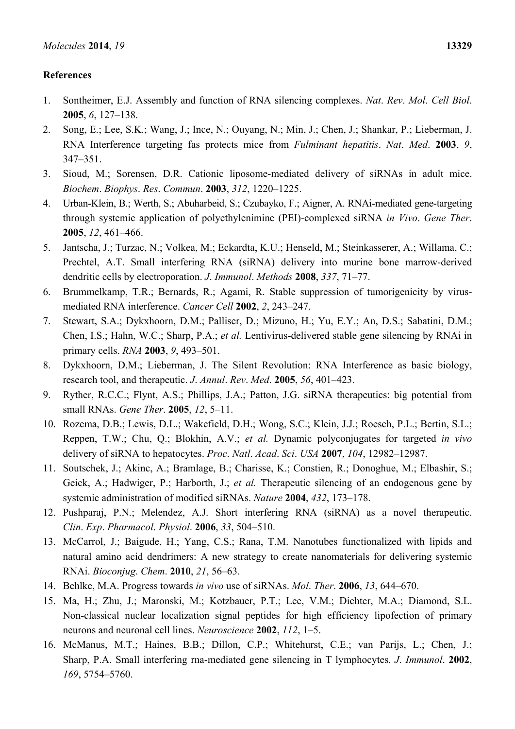## References

1. Sontheimer, E.J. Assembly and function of RNA silencing complexes. *Nat*. *Rev*. *Mol*. *Cell Biol*. **2005**, *6*, 127–138.
2. Song, E.; Lee, S.K.; Wang, J.; Ince, N.; Ouyang, N.; Min, J.; Chen, J.; Shankar, P.; Lieberman, J. RNA Interference targeting fas protects mice from *Fulminant hepatitis*. *Nat*. *Med*. **2003**, *9*, 347–351.
3. Sioud, M.; Sorensen, D.R. Cationic liposome-mediated delivery of siRNAs in adult mice. *Biochem*. *Biophys*. *Res*. *Commun*. **2003**, *312*, 1220–1225.
4. Urban-Klein, B.; Werth, S.; Abuharbeid, S.; Czubayko, F.; Aigner, A. RNAi-mediated gene-targeting through systemic application of polyethylenimine (PEI)-complexed siRNA *in Vivo*. *Gene Ther*. **2005**, *12*, 461–466.
5. Jantscha, J.; Turzac, N.; Volkea, M.; Eckardta, K.U.; Henseld, M.; Steinkasserer, A.; Willama, C.; Prechtel, A.T. Small interfering RNA (siRNA) delivery into murine bone marrow-derived dendritic cells by electroporation. *J*. *Immunol*. *Methods* **2008**, *337*, 71–77.
6. Brummelkamp, T.R.; Bernards, R.; Agami, R. Stable suppression of tumorigenicity by virus-mediated RNA interference. *Cancer Cell* **2002**, *2*, 243–247.
7. Stewart, S.A.; Dykxhoorn, D.M.; Palliser, D.; Mizuno, H.; Yu, E.Y.; An, D.S.; Sabatini, D.M.; Chen, I.S.; Hahn, W.C.; Sharp, P.A.; *et al.* Lentivirus-delivered stable gene silencing by RNAi in primary cells. *RNA* **2003**, *9*, 493–501.
8. Dykxhoorn, D.M.; Lieberman, J. The Silent Revolution: RNA Interference as basic biology, research tool, and therapeutic. *J*. *Annul*. *Rev*. *Med*. **2005**, *56*, 401–423.
9. Ryther, R.C.C.; Flynt, A.S.; Phillips, J.A.; Patton, J.G. siRNA therapeutics: big potential from small RNAs. *Gene Ther*. **2005**, *12*, 5–11.
10. Rozema, D.B.; Lewis, D.L.; Wakefield, D.H.; Wong, S.C.; Klein, J.J.; Roesch, P.L.; Bertin, S.L.; Reppen, T.W.; Chu, Q.; Blokhin, A.V.; *et al.* Dynamic polyconjugates for targeted *in vivo* delivery of siRNA to hepatocytes. *Proc*. *Natl*. *Acad*. *Sci*. *USA* **2007**, *104*, 12982–12987.
11. Soutschek, J.; Akinc, A.; Bramlage, B.; Charisse, K.; Constien, R.; Donoghue, M.; Elbashir, S.; Geick, A.; Hadwiger, P.; Harborth, J.; *et al.* Therapeutic silencing of an endogenous gene by systemic administration of modified siRNAs. *Nature* **2004**, *432*, 173–178.
12. Pushparaj, P.N.; Melendez, A.J. Short interfering RNA (siRNA) as a novel therapeutic. *Clin*. *Exp*. *Pharmacol*. *Physiol*. **2006**, *33*, 504–510.
13. McCarrol, J.; Baigude, H.; Yang, C.S.; Rana, T.M. Nanotubes functionalized with lipids and natural amino acid dendrimers: A new strategy to create nanomaterials for delivering systemic RNAi. *Bioconjug*. *Chem*. **2010**, *21*, 56–63.
14. Behlke, M.A. Progress towards *in vivo* use of siRNAs. *Mol*. *Ther*. **2006**, *13*, 644–670.
15. Ma, H.; Zhu, J.; Maronski, M.; Kotzbauer, P.T.; Lee, V.M.; Dichter, M.A.; Diamond, S.L. Non-classical nuclear localization signal peptides for high efficiency lipofection of primary neurons and neuronal cell lines. *Neuroscience* **2002**, *112*, 1–5.
16. McManus, M.T.; Haines, B.B.; Dillon, C.P.; Whitehurst, C.E.; van Parijs, L.; Chen, J.; Sharp, P.A. Small interfering rna-mediated gene silencing in T lymphocytes. *J*. *Immunol*. **2002**, *169*, 5754–5760.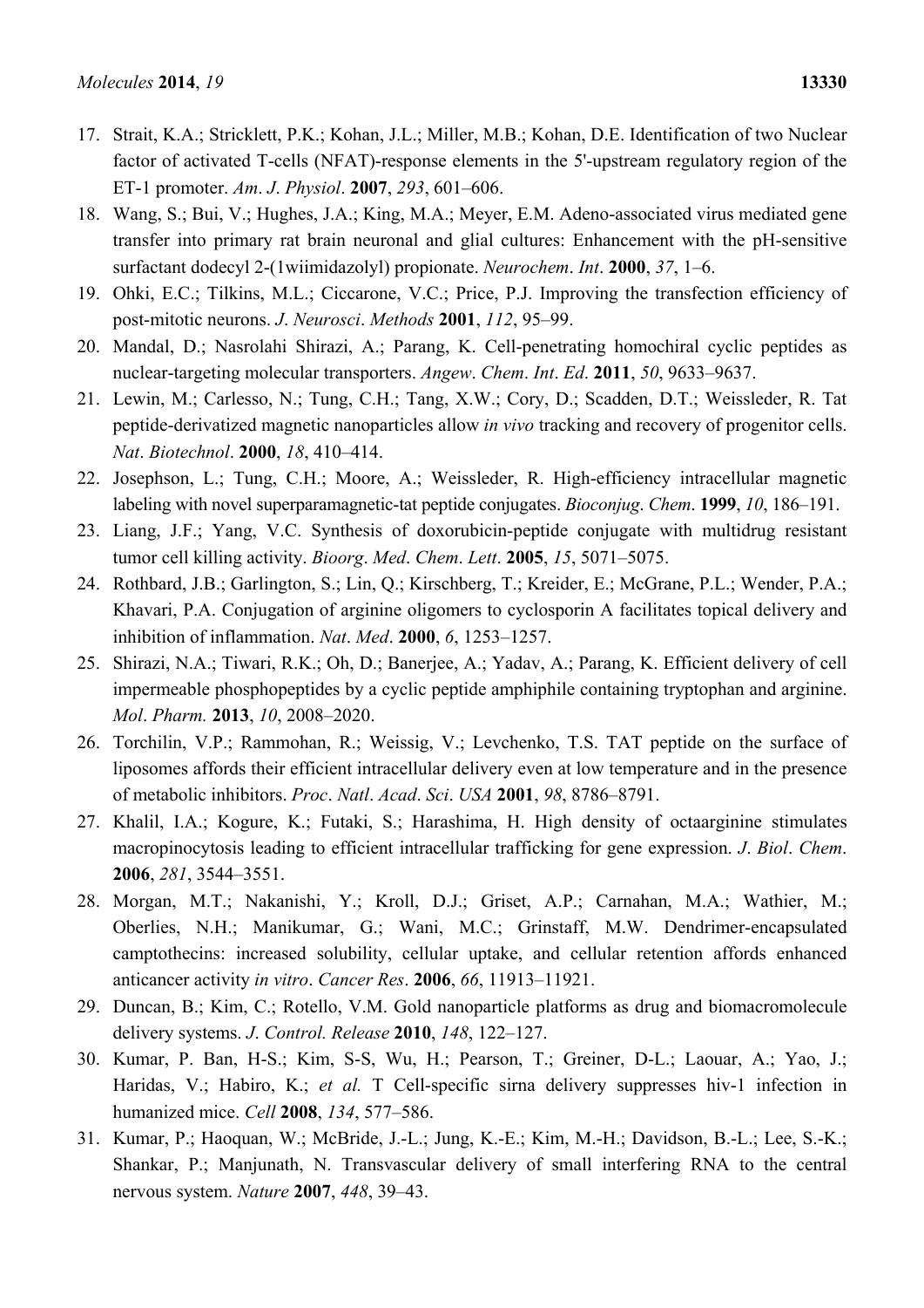17. Strait, K.A.; Stricklett, P.K.; Kohan, J.L.; Miller, M.B.; Kohan, D.E. Identification of two Nuclear factor of activated T-cells (NFAT)-response elements in the 5'-upstream regulatory region of the ET-1 promoter. *Am*. *J*. *Physiol*. **2007**, *293*, 601–606.
18. Wang, S.; Bui, V.; Hughes, J.A.; King, M.A.; Meyer, E.M. Adeno-associated virus mediated gene transfer into primary rat brain neuronal and glial cultures: Enhancement with the pH-sensitive surfactant dodecyl 2-(1wiimidazolyl) propionate. *Neurochem*. *Int*. **2000**, *37*, 1–6.
19. Ohki, E.C.; Tilkins, M.L.; Ciccarone, V.C.; Price, P.J. Improving the transfection efficiency of post-mitotic neurons. *J*. *Neurosci*. *Methods* **2001**, *112*, 95–99.
20. Mandal, D.; Nasrolahi Shirazi, A.; Parang, K. Cell-penetrating homochiral cyclic peptides as nuclear-targeting molecular transporters. *Angew*. *Chem*. *Int*. *Ed*. **2011**, *50*, 9633–9637.
21. Lewin, M.; Carlesso, N.; Tung, C.H.; Tang, X.W.; Cory, D.; Scadden, D.T.; Weissleder, R. Tat peptide-derivatized magnetic nanoparticles allow *in vivo* tracking and recovery of progenitor cells. *Nat*. *Biotechnol*. **2000**, *18*, 410–414.
22. Josephson, L.; Tung, C.H.; Moore, A.; Weissleder, R. High-efficiency intracellular magnetic labeling with novel superparamagnetic-tat peptide conjugates. *Bioconjug*. *Chem*. **1999**, *10*, 186–191.
23. Liang, J.F.; Yang, V.C. Synthesis of doxorubicin-peptide conjugate with multidrug resistant tumor cell killing activity. *Bioorg*. *Med*. *Chem*. *Lett*. **2005**, *15*, 5071–5075.
24. Rothbard, J.B.; Garlington, S.; Lin, Q.; Kirschberg, T.; Kreider, E.; McGrane, P.L.; Wender, P.A.; Khavari, P.A. Conjugation of arginine oligomers to cyclosporin A facilitates topical delivery and inhibition of inflammation. *Nat*. *Med*. **2000**, *6*, 1253–1257.
25. Shirazi, N.A.; Tiwari, R.K.; Oh, D.; Banerjee, A.; Yadav, A.; Parang, K. Efficient delivery of cell impermeable phosphopeptides by a cyclic peptide amphiphile containing tryptophan and arginine. *Mol*. *Pharm.* **2013**, *10*, 2008–2020.
26. Torchilin, V.P.; Rammohan, R.; Weissig, V.; Levchenko, T.S. TAT peptide on the surface of liposomes affords their efficient intracellular delivery even at low temperature and in the presence of metabolic inhibitors. *Proc*. *Natl*. *Acad*. *Sci*. *USA* **2001**, *98*, 8786–8791.
27. Khalil, I.A.; Kogure, K.; Futaki, S.; Harashima, H. High density of octaarginine stimulates macropinocytosis leading to efficient intracellular trafficking for gene expression. *J*. *Biol*. *Chem*. **2006**, *281*, 3544–3551.
28. Morgan, M.T.; Nakanishi, Y.; Kroll, D.J.; Griset, A.P.; Carnahan, M.A.; Wathier, M.; Oberlies, N.H.; Manikumar, G.; Wani, M.C.; Grinstaff, M.W. Dendrimer-encapsulated camptothecins: increased solubility, cellular uptake, and cellular retention affords enhanced anticancer activity *in vitro*. *Cancer Res*. **2006**, *66*, 11913–11921.
29. Duncan, B.; Kim, C.; Rotello, V.M. Gold nanoparticle platforms as drug and biomacromolecule delivery systems. *J*. *Control. Release* **2010**, *148*, 122–127.
30. Kumar, P. Ban, H-S.; Kim, S-S, Wu, H.; Pearson, T.; Greiner, D-L.; Laouar, A.; Yao, J.; Haridas, V.; Habiro, K.; *et al.* T Cell-specific sirna delivery suppresses hiv-1 infection in humanized mice. *Cell* **2008**, *134*, 577–586.
31. Kumar, P.; Haoquan, W.; McBride, J.-L.; Jung, K.-E.; Kim, M.-H.; Davidson, B.-L.; Lee, S.-K.; Shankar, P.; Manjunath, N. Transvascular delivery of small interfering RNA to the central nervous system. *Nature* **2007**, *448*, 39–43.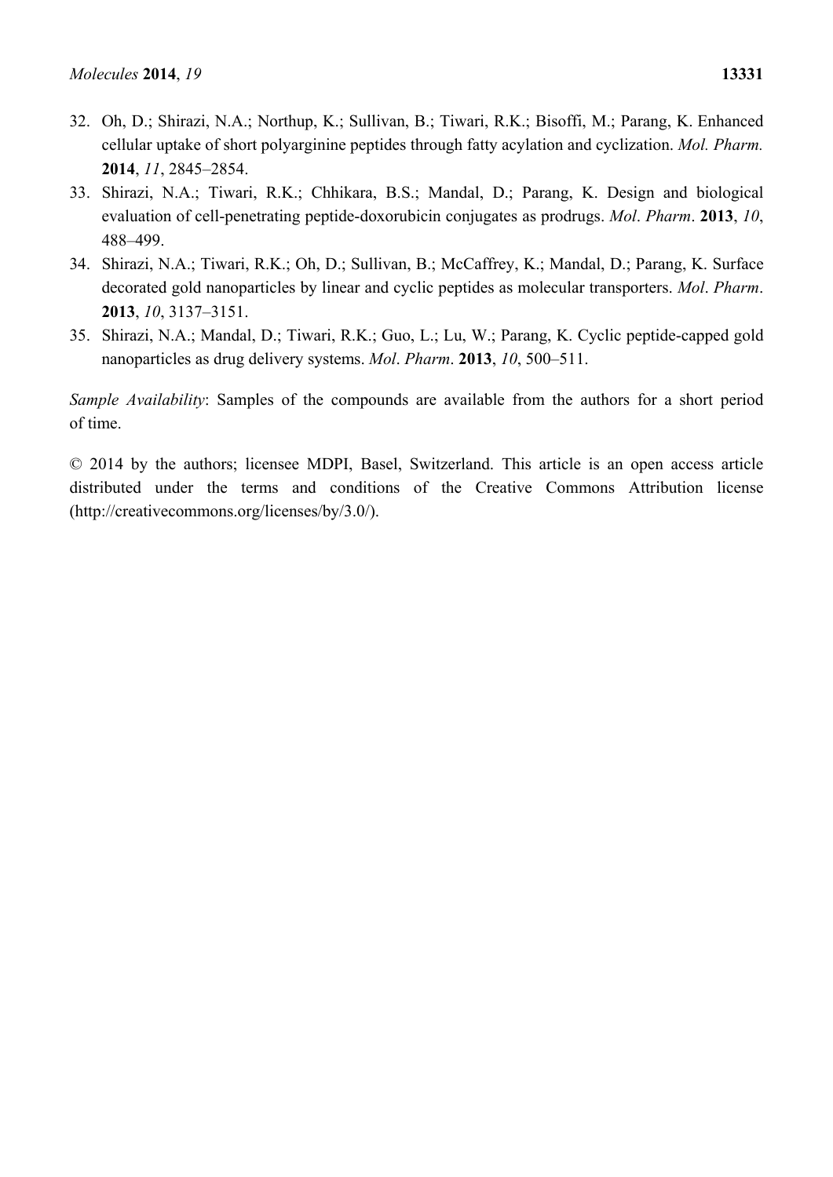32. Oh, D.; Shirazi, N.A.; Northup, K.; Sullivan, B.; Tiwari, R.K.; Bisoffi, M.; Parang, K. Enhanced cellular uptake of short polyarginine peptides through fatty acylation and cyclization. *Mol. Pharm.* **2014**, *11*, 2845–2854.
33. Shirazi, N.A.; Tiwari, R.K.; Chhikara, B.S.; Mandal, D.; Parang, K. Design and biological evaluation of cell-penetrating peptide-doxorubicin conjugates as prodrugs. *Mol*. *Pharm*. **2013**, *10*, 488–499.
34. Shirazi, N.A.; Tiwari, R.K.; Oh, D.; Sullivan, B.; McCaffrey, K.; Mandal, D.; Parang, K. Surface decorated gold nanoparticles by linear and cyclic peptides as molecular transporters. *Mol*. *Pharm*. **2013**, *10*, 3137–3151.
35. Shirazi, N.A.; Mandal, D.; Tiwari, R.K.; Guo, L.; Lu, W.; Parang, K. Cyclic peptide-capped gold nanoparticles as drug delivery systems. *Mol*. *Pharm*. **2013**, *10*, 500–511.

*Sample Availability*: Samples of the compounds are available from the authors for a short period of time.

© 2014 by the authors; licensee MDPI, Basel, Switzerland. This article is an open access article distributed under the terms and conditions of the Creative Commons Attribution license (http://creativecommons.org/licenses/by/3.0/).